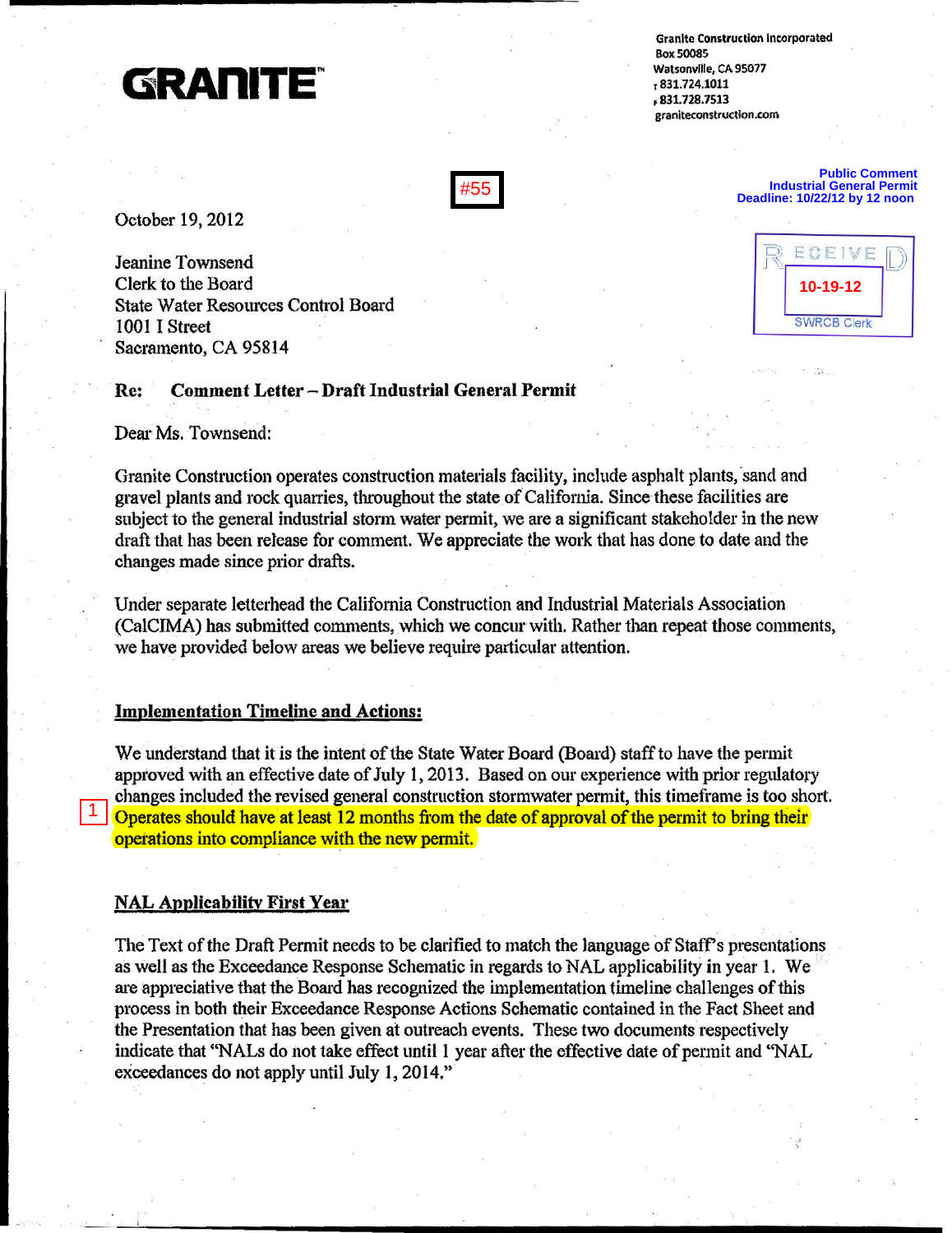**GRANITE**™

Granite Construction Incorporated
Box 50085
Watsonville, CA 95077
T 831.724.1011
F 831.728.7513
graniteconstruction.com

#55

Public Comment
Industrial General Permit
Deadline: 10/22/12 by 12 noon

RECEIVED
10-19-12
SWRCB Clerk

October 19, 2012

Jeanine Townsend
Clerk to the Board
State Water Resources Control Board
1001 I Street
Sacramento, CA 95814

**Re: Comment Letter – Draft Industrial General Permit**

Dear Ms. Townsend:

Granite Construction operates construction materials facility, include asphalt plants, sand and gravel plants and rock quarries, throughout the state of California. Since these facilities are subject to the general industrial storm water permit, we are a significant stakeholder in the new draft that has been release for comment. We appreciate the work that has done to date and the changes made since prior drafts.

Under separate letterhead the California Construction and Industrial Materials Association (CalCIMA) has submitted comments, which we concur with. Rather than repeat those comments, we have provided below areas we believe require particular attention.

**Implementation Timeline and Actions:**

We understand that it is the intent of the State Water Board (Board) staff to have the permit approved with an effective date of July 1, 2013. Based on our experience with prior regulatory changes included the revised general construction stormwater permit, this timeframe is too short. [1] Operates should have at least 12 months from the date of approval of the permit to bring their operations into compliance with the new permit.

**NAL Applicability First Year**

The Text of the Draft Permit needs to be clarified to match the language of Staff's presentations as well as the Exceedance Response Schematic in regards to NAL applicability in year 1. We are appreciative that the Board has recognized the implementation timeline challenges of this process in both their Exceedance Response Actions Schematic contained in the Fact Sheet and the Presentation that has been given at outreach events. These two documents respectively indicate that "NALs do not take effect until 1 year after the effective date of permit and "NAL exceedances do not apply until July 1, 2014."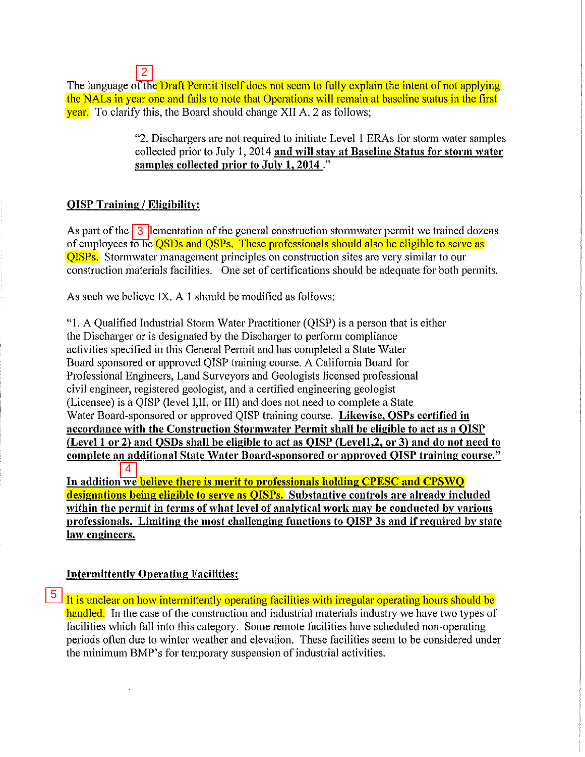2

The language of the Draft Permit itself does not seem to fully explain the intent of not applying the NALs in year one and fails to note that Operations will remain at baseline status in the first year. To clarify this, the Board should change XII A. 2 as follows;

> "2. Dischargers are not required to initiate Level 1 ERAs for storm water samples collected prior to July 1, 2014 **and will stay at Baseline Status for storm water samples collected prior to July 1, 2014** ."

**QISP Training / Eligibility:**

As part of the 3 lementation of the general construction stormwater permit we trained dozens of employees to be QSDs and QSPs. These professionals should also be eligible to serve as QISPs. Stormwater management principles on construction sites are very similar to our construction materials facilities. One set of certifications should be adequate for both permits.

As such we believe IX. A 1 should be modified as follows:

"1. A Qualified Industrial Storm Water Practitioner (QISP) is a person that is either the Discharger or is designated by the Discharger to perform compliance activities specified in this General Permit and has completed a State Water Board sponsored or approved QISP training course. A California Board for Professional Engineers, Land Surveyors and Geologists licensed professional civil engineer, registered geologist, and a certified engineering geologist (Licensee) is a QISP (level I,II, or III) and does not need to complete a State Water Board-sponsored or approved QISP training course. **Likewise, QSPs certified in accordance with the Construction Stormwater Permit shall be eligible to act as a QISP (Level 1 or 2) and QSDs shall be eligible to act as QISP (Level1,2, or 3) and do not need to complete an additional State Water Board-sponsored or approved QISP training course."**

4

**In addition we believe there is merit to professionals holding CPESC and CPSWQ designations being eligible to serve as QISPs. Substantive controls are already included within the permit in terms of what level of analytical work may be conducted by various professionals. Limiting the most challenging functions to QISP 3s and if required by state law engineers.**

**Intermittently Operating Facilities:**

5

It is unclear on how intermittently operating facilities with irregular operating hours should be handled. In the case of the construction and industrial materials industry we have two types of facilities which fall into this category. Some remote facilities have scheduled non-operating periods often due to winter weather and elevation. These facilities seem to be considered under the minimum BMP's for temporary suspension of industrial activities.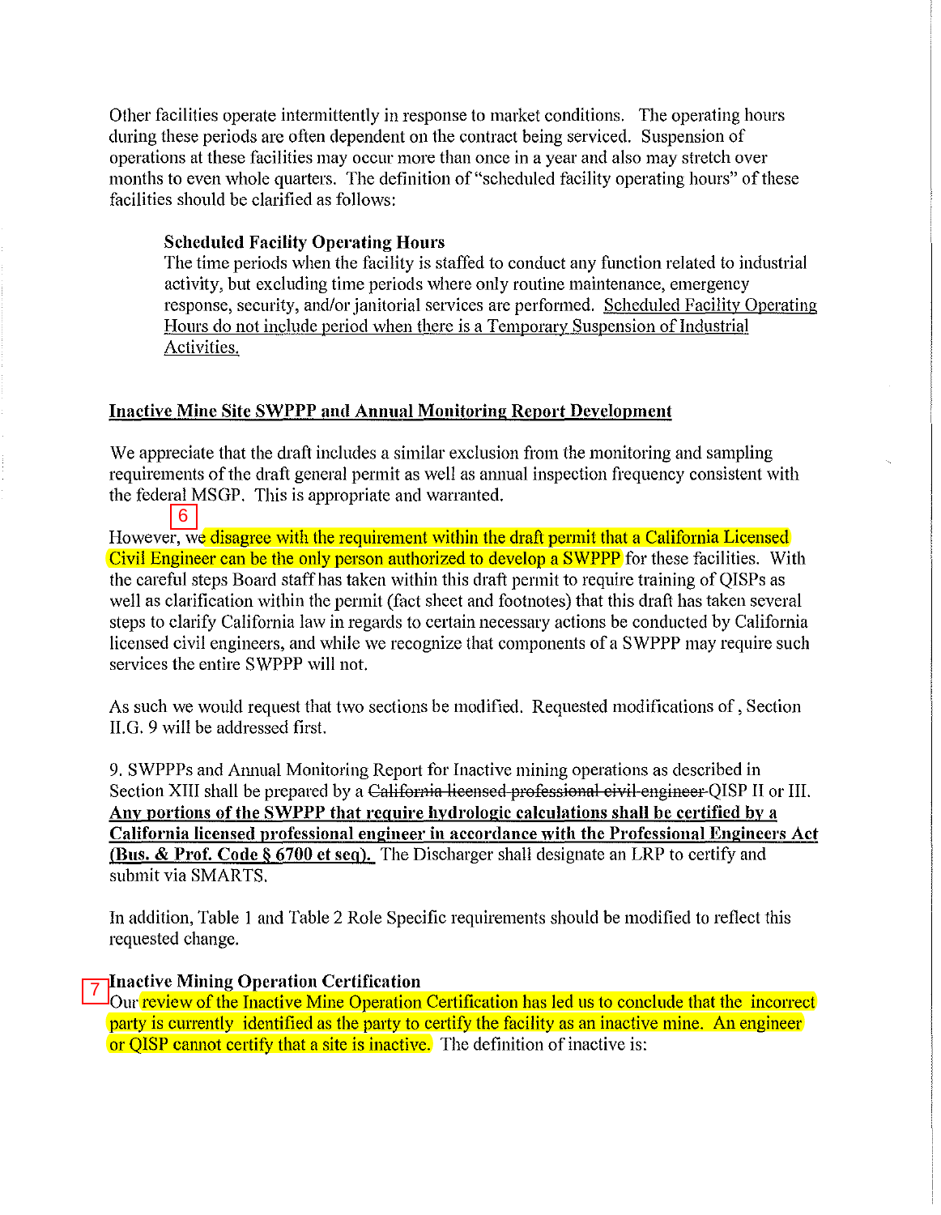Other facilities operate intermittently in response to market conditions. The operating hours during these periods are often dependent on the contract being serviced. Suspension of operations at these facilities may occur more than once in a year and also may stretch over months to even whole quarters. The definition of "scheduled facility operating hours" of these facilities should be clarified as follows:

> **Scheduled Facility Operating Hours**
> The time periods when the facility is staffed to conduct any function related to industrial activity, but excluding time periods where only routine maintenance, emergency response, security, and/or janitorial services are performed. <u>Scheduled Facility Operating Hours do not include period when there is a Temporary Suspension of Industrial Activities.</u>

## <u>Inactive Mine Site SWPPP and Annual Monitoring Report Development</u>

We appreciate that the draft includes a similar exclusion from the monitoring and sampling requirements of the draft general permit as well as annual inspection frequency consistent with the federal MSGP. This is appropriate and warranted.

6

However, we disagree with the requirement within the draft permit that a California Licensed Civil Engineer can be the only person authorized to develop a SWPPP for these facilities. With the careful steps Board staff has taken within this draft permit to require training of QISPs as well as clarification within the permit (fact sheet and footnotes) that this draft has taken several steps to clarify California law in regards to certain necessary actions be conducted by California licensed civil engineers, and while we recognize that components of a SWPPP may require such services the entire SWPPP will not.

As such we would request that two sections be modified. Requested modifications of , Section II.G. 9 will be addressed first.

9. SWPPPs and Annual Monitoring Report for Inactive mining operations as described in Section XIII shall be prepared by a ~~California licensed professional civil engineer~~ QISP II or III. **<u>Any portions of the SWPPP that require hydrologic calculations shall be certified by a California licensed professional engineer in accordance with the Professional Engineers Act (Bus. & Prof. Code § 6700 et seq).</u>** The Discharger shall designate an LRP to certify and submit via SMARTS.

In addition, Table 1 and Table 2 Role Specific requirements should be modified to reflect this requested change.

7

**Inactive Mining Operation Certification**

Our review of the Inactive Mine Operation Certification has led us to conclude that the incorrect party is currently identified as the party to certify the facility as an inactive mine. An engineer or QISP cannot certify that a site is inactive. The definition of inactive is: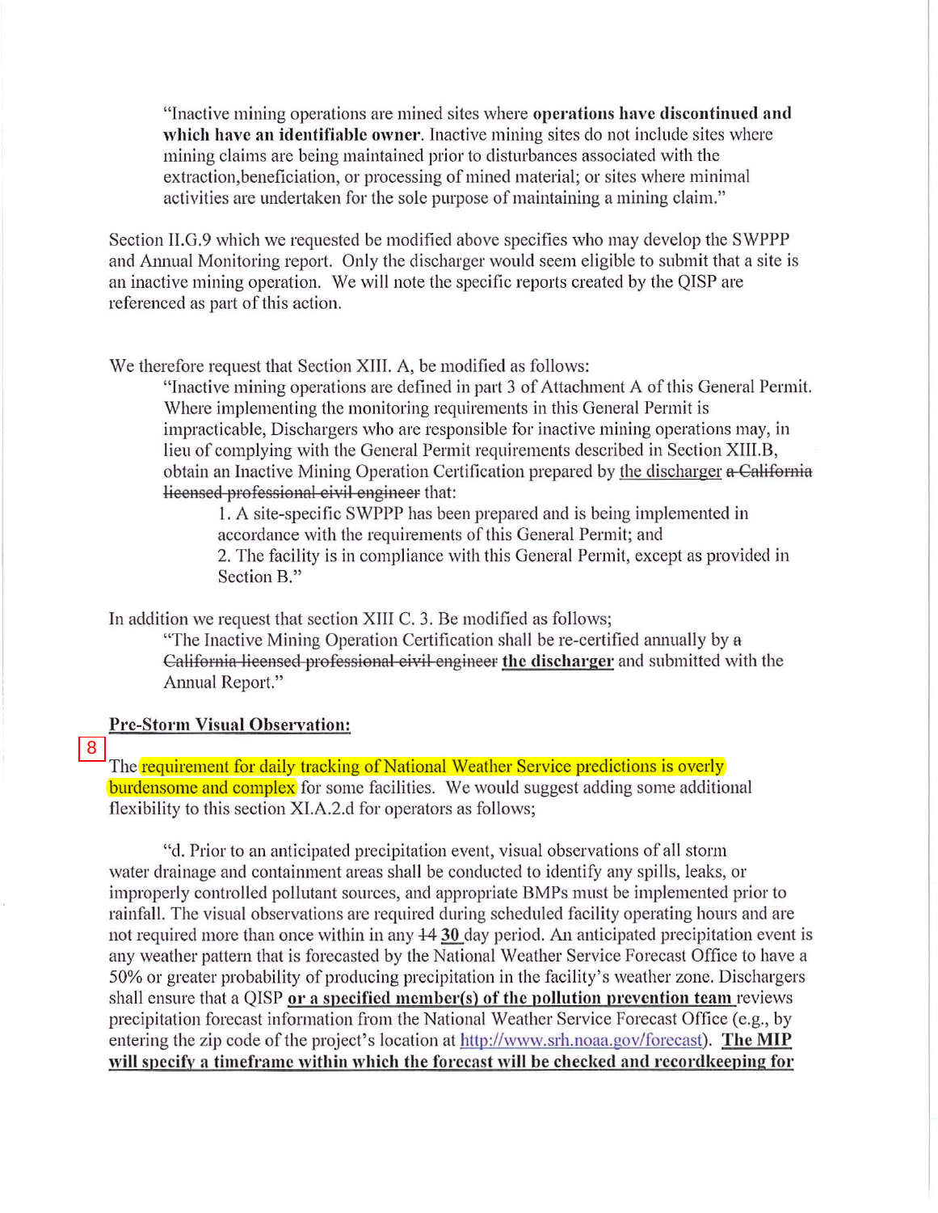"Inactive mining operations are mined sites where **operations have discontinued and which have an identifiable owner**. Inactive mining sites do not include sites where mining claims are being maintained prior to disturbances associated with the extraction,beneficiation, or processing of mined material; or sites where minimal activities are undertaken for the sole purpose of maintaining a mining claim."

Section II.G.9 which we requested be modified above specifies who may develop the SWPPP and Annual Monitoring report. Only the discharger would seem eligible to submit that a site is an inactive mining operation. We will note the specific reports created by the QISP are referenced as part of this action.

We therefore request that Section XIII. A, be modified as follows:

> "Inactive mining operations are defined in part 3 of Attachment A of this General Permit. Where implementing the monitoring requirements in this General Permit is impracticable, Dischargers who are responsible for inactive mining operations may, in lieu of complying with the General Permit requirements described in Section XIII.B, obtain an Inactive Mining Operation Certification prepared by <u>the discharger</u> ~~a California licensed professional civil engineer~~ that:
>
> 1. A site-specific SWPPP has been prepared and is being implemented in accordance with the requirements of this General Permit; and
> 2. The facility is in compliance with this General Permit, except as provided in Section B."

In addition we request that section XIII C. 3. Be modified as follows;

> "The Inactive Mining Operation Certification shall be re-certified annually by ~~a California licensed professional civil engineer~~ **<u>the discharger</u>** and submitted with the Annual Report."

**<u>Pre-Storm Visual Observation:</u>**

8

The requirement for daily tracking of National Weather Service predictions is overly burdensome and complex for some facilities. We would suggest adding some additional flexibility to this section XI.A.2.d for operators as follows;

> "d. Prior to an anticipated precipitation event, visual observations of all storm water drainage and containment areas shall be conducted to identify any spills, leaks, or improperly controlled pollutant sources, and appropriate BMPs must be implemented prior to rainfall. The visual observations are required during scheduled facility operating hours and are not required more than once within in any ~~14~~ **<u>30</u>** day period. An anticipated precipitation event is any weather pattern that is forecasted by the National Weather Service Forecast Office to have a 50% or greater probability of producing precipitation in the facility's weather zone. Dischargers shall ensure that a QISP **<u>or a specified member(s) of the pollution prevention team</u>** reviews precipitation forecast information from the National Weather Service Forecast Office (e.g., by entering the zip code of the project's location at http://www.srh.noaa.gov/forecast). **<u>The MIP will specify a timeframe within which the forecast will be checked and recordkeeping for</u>**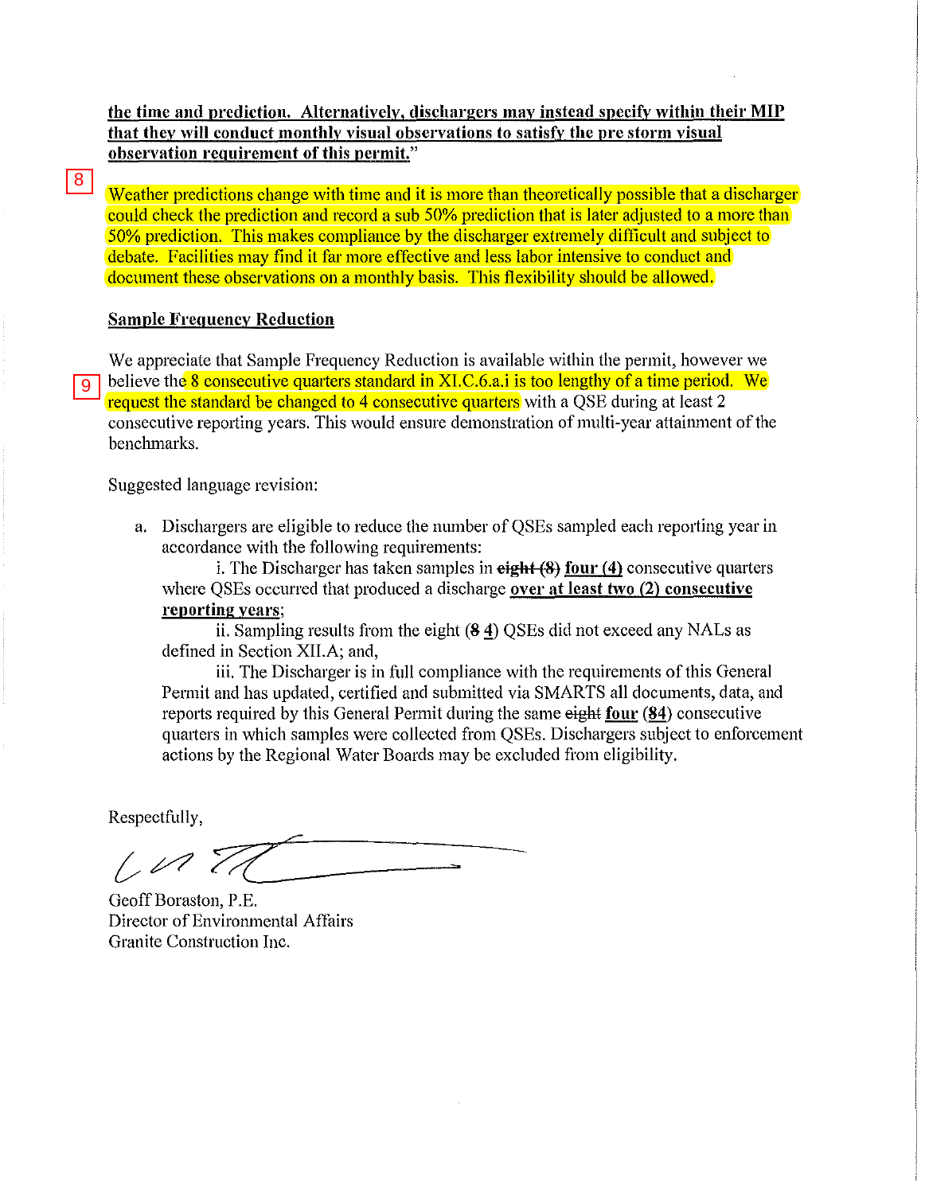**the time and prediction. Alternatively, dischargers may instead specify within their MIP that they will conduct monthly visual observations to satisfy the pre storm visual observation requirement of this permit.**"

8

Weather predictions change with time and it is more than theoretically possible that a discharger could check the prediction and record a sub 50% prediction that is later adjusted to a more than 50% prediction. This makes compliance by the discharger extremely difficult and subject to debate. Facilities may find it far more effective and less labor intensive to conduct and document these observations on a monthly basis. This flexibility should be allowed.

**Sample Frequency Reduction**

9

We appreciate that Sample Frequency Reduction is available within the permit, however we believe the 8 consecutive quarters standard in XI.C.6.a.i is too lengthy of a time period. We request the standard be changed to 4 consecutive quarters with a QSE during at least 2 consecutive reporting years. This would ensure demonstration of multi-year attainment of the benchmarks.

Suggested language revision:

a. Dischargers are eligible to reduce the number of QSEs sampled each reporting year in accordance with the following requirements:

i. The Discharger has taken samples in ~~eight (8)~~ **four (4)** consecutive quarters where QSEs occurred that produced a discharge **over at least two (2) consecutive reporting years**;

ii. Sampling results from the eight (~~8~~ **4**) QSEs did not exceed any NALs as defined in Section XII.A; and,

iii. The Discharger is in full compliance with the requirements of this General Permit and has updated, certified and submitted via SMARTS all documents, data, and reports required by this General Permit during the same ~~eight~~ **four** (~~8~~**4**) consecutive quarters in which samples were collected from QSEs. Dischargers subject to enforcement actions by the Regional Water Boards may be excluded from eligibility.

Respectfully,

Geoff Boraston, P.E.
Director of Environmental Affairs
Granite Construction Inc.